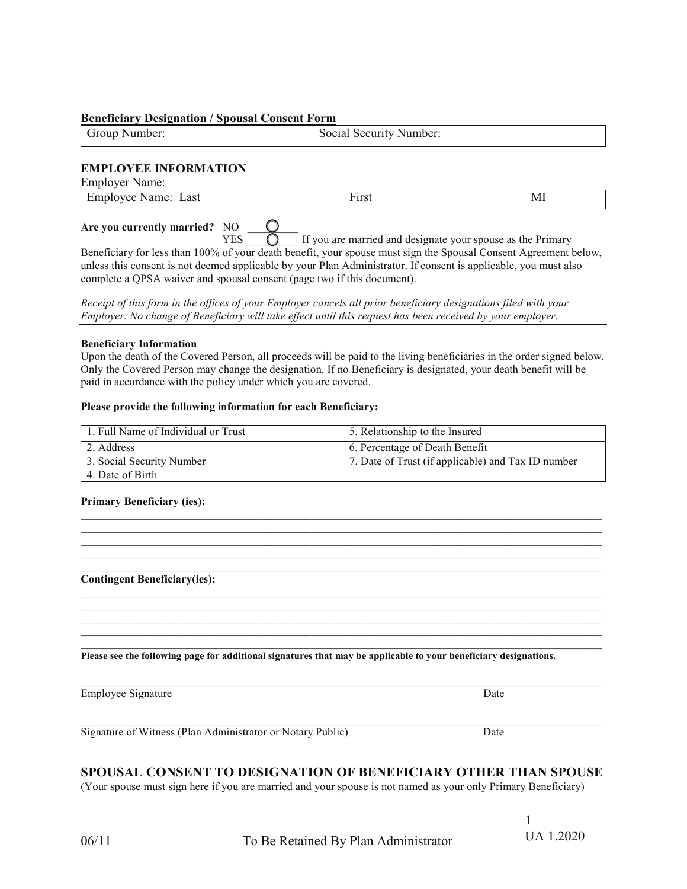**Beneficiary Designation / Spousal Consent Form**

| Group Number: | Social Security Number: |
|---|---|

## EMPLOYEE INFORMATION

Employer Name:

| Employee Name: Last | First | MI |
|---|---|---|

**Are you currently married?** NO ○ 
YES ○ If you are married and designate your spouse as the Primary Beneficiary for less than 100% of your death benefit, your spouse must sign the Spousal Consent Agreement below, unless this consent is not deemed applicable by your Plan Administrator. If consent is applicable, you must also complete a QPSA waiver and spousal consent (page two if this document).

*Receipt of this form in the offices of your Employer cancels all prior beneficiary designations filed with your Employer. No change of Beneficiary will take effect until this request has been received by your employer.*

**Beneficiary Information**

Upon the death of the Covered Person, all proceeds will be paid to the living beneficiaries in the order signed below. Only the Covered Person may change the designation. If no Beneficiary is designated, your death benefit will be paid in accordance with the policy under which you are covered.

**Please provide the following information for each Beneficiary:**

| 1. Full Name of Individual or Trust | 5. Relationship to the Insured |
|---|---|
| 2. Address | 6. Percentage of Death Benefit |
| 3. Social Security Number | 7. Date of Trust (if applicable) and Tax ID number |
| 4. Date of Birth | |

**Primary Beneficiary (ies):**

______________________________________________________________________________
______________________________________________________________________________
______________________________________________________________________________
______________________________________________________________________________
______________________________________________________________________________

**Contingent Beneficiary(ies):**

______________________________________________________________________________
______________________________________________________________________________
______________________________________________________________________________
______________________________________________________________________________
______________________________________________________________________________

**Please see the following page for additional signatures that may be applicable to your beneficiary designations.**

______________________________________________________________________________
Employee Signature Date

______________________________________________________________________________
Signature of Witness (Plan Administrator or Notary Public) Date

## SPOUSAL CONSENT TO DESIGNATION OF BENEFICIARY OTHER THAN SPOUSE

(Your spouse must sign here if you are married and your spouse is not named as your only Primary Beneficiary)

06/11 To Be Retained By Plan Administrator UA 1.2020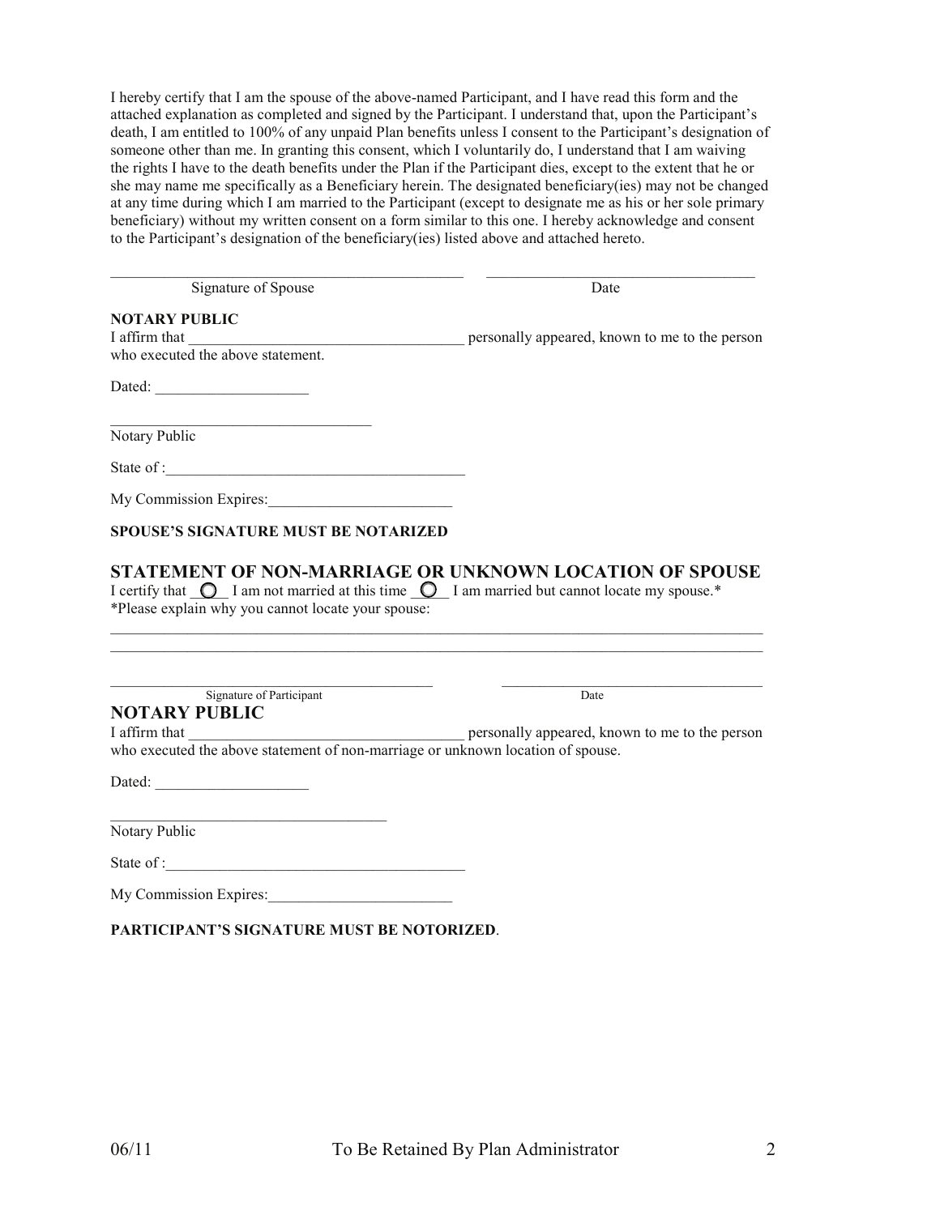I hereby certify that I am the spouse of the above-named Participant, and I have read this form and the attached explanation as completed and signed by the Participant. I understand that, upon the Participant's death, I am entitled to 100% of any unpaid Plan benefits unless I consent to the Participant's designation of someone other than me. In granting this consent, which I voluntarily do, I understand that I am waiving the rights I have to the death benefits under the Plan if the Participant dies, except to the extent that he or she may name me specifically as a Beneficiary herein. The designated beneficiary(ies) may not be changed at any time during which I am married to the Participant (except to designate me as his or her sole primary beneficiary) without my written consent on a form similar to this one. I hereby acknowledge and consent to the Participant's designation of the beneficiary(ies) listed above and attached hereto.

_____________________________________________ _____________________________________

Signature of Spouse Date

**NOTARY PUBLIC**

I affirm that ____________________________________ personally appeared, known to me to the person who executed the above statement.

Dated: ____________________

___________________________________

Notary Public

State of :________________________________________

My Commission Expires:________________________

**SPOUSE'S SIGNATURE MUST BE NOTARIZED**

## STATEMENT OF NON-MARRIAGE OR UNKNOWN LOCATION OF SPOUSE

I certify that ○ I am not married at this time ○ I am married but cannot locate my spouse.*

*Please explain why you cannot locate your spouse:

___________________________________________________________________________________________

___________________________________________________________________________________________

_________________________________________ _____________________________________

Signature of Participant Date

## NOTARY PUBLIC

I affirm that ____________________________________ personally appeared, known to me to the person who executed the above statement of non-marriage or unknown location of spouse.

Dated: ____________________

___________________________________

Notary Public

State of :________________________________________

My Commission Expires:________________________

**PARTICIPANT'S SIGNATURE MUST BE NOTORIZED**.

To Be Retained By Plan Administrator